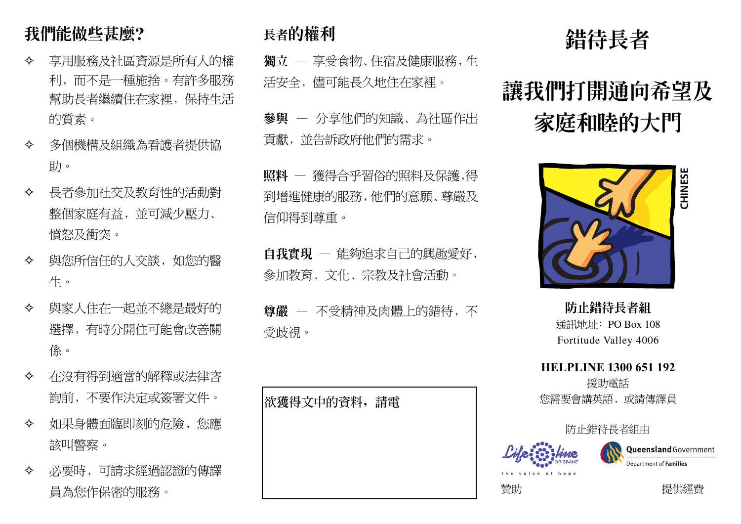## 我們能做些甚麼?

- 享用服務及社區資源是所有人的權利，而不是一種施捨。有許多服務幫助長者繼續住在家裡，保持生活的質素。
- 多個機構及組織為看護者提供協助。
- 長者參加社交及教育性的活動對整個家庭有益，並可減少壓力、憤怒及衝突。
- 與您所信任的人交談，如您的醫生。
- 與家人住在一起並不總是最好的選擇，有時分開住可能會改善關係。
- 在沒有得到適當的解釋或法律咨詢前，不要作決定或簽署文件。
- 如果身體面臨即刻的危險，您應該叫警察。
- 必要時，可請求經過認證的傳譯員為您作保密的服務。

## 長者的權利

**獨立** — 享受食物、住宿及健康服務，生活安全，儘可能長久地住在家裡。

**參與** — 分享他們的知識、為社區作出貢獻，並告訴政府他們的需求。

**照料** — 獲得合乎習俗的照料及保護，得到增進健康的服務，他們的意願、尊嚴及信仰得到尊重。

**自我實現** — 能夠追求自己的興趣愛好，參加教育、文化、宗教及社會活動。

**尊嚴** — 不受精神及肉體上的錯待，不受歧視。

欲獲得文中的資料，請電

# 錯待長者

## 讓我們打開通向希望及家庭和睦的大門

CHINESE

**防止錯待長者組**

通訊地址：PO Box 108
Fortitude Valley 4006

**HELPLINE 1300 651 192**

援助電話

您需要會講英語，或請傳譯員

防止錯待長者組由

Lifeline BRISBANE the voice of hope 贊助

Queensland Government Department of Families 提供經費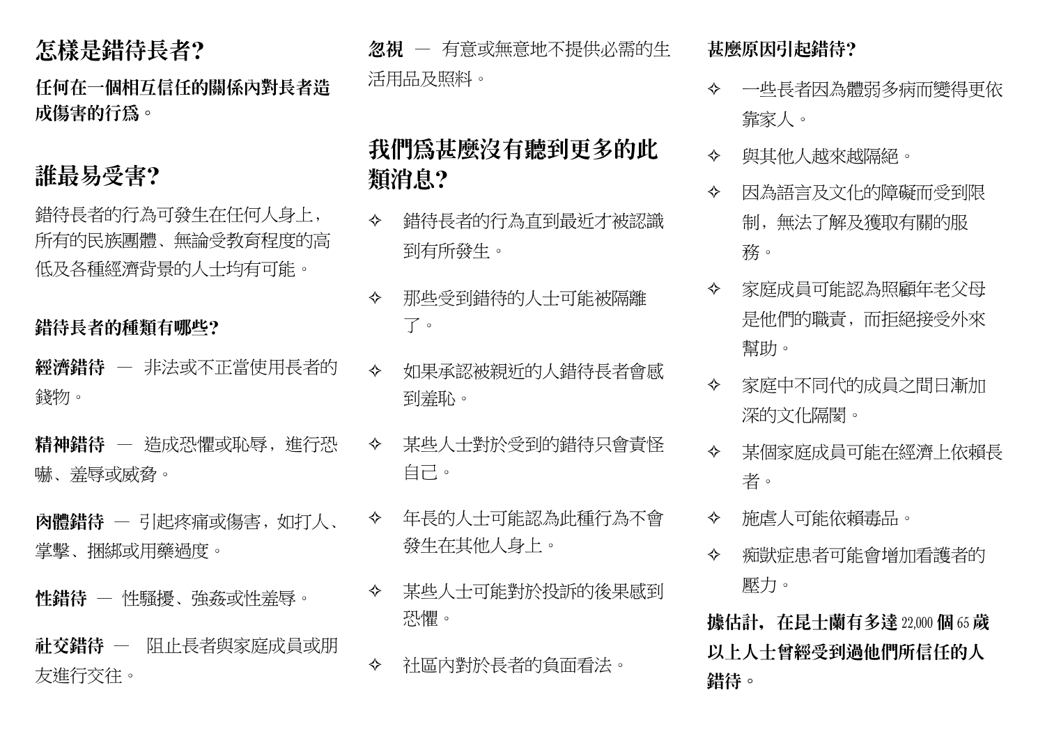## 怎樣是錯待長者?

**任何在一個相互信任的關係內對長者造成傷害的行為。**

## 誰最易受害?

錯待長者的行為可發生在任何人身上，所有的民族團體、無論受教育程度的高低及各種經濟背景的人士均有可能。

### 錯待長者的種類有哪些?

**經濟錯待** — 非法或不正當使用長者的錢物。

**精神錯待** — 造成恐懼或恥辱，進行恐嚇、羞辱或威脅。

**肉體錯待** — 引起疼痛或傷害，如打人、掌擊、捆綁或用藥過度。

**性錯待** — 性騷擾、強姦或性羞辱。

**社交錯待** — 阻止長者與家庭成員或朋友進行交往。

**忽視** — 有意或無意地不提供必需的生活用品及照料。

## 我們為甚麼沒有聽到更多的此類消息?

- 錯待長者的行為直到最近才被認識到有所發生。
- 那些受到錯待的人士可能被隔離了。
- 如果承認被親近的人錯待長者會感到羞恥。
- 某些人士對於受到的錯待只會責怪自己。
- 年長的人士可能認為此種行為不會發生在其他人身上。
- 某些人士可能對於投訴的後果感到恐懼。
- 社區內對於長者的負面看法。

### 甚麼原因引起錯待?

- 一些長者因為體弱多病而變得更依靠家人。
- 與其他人越來越隔絕。
- 因為語言及文化的障礙而受到限制，無法了解及獲取有關的服務。
- 家庭成員可能認為照顧年老父母是他們的職責，而拒絕接受外來幫助。
- 家庭中不同代的成員之間日漸加深的文化隔閡。
- 某個家庭成員可能在經濟上依賴長者。
- 施虐人可能依賴毒品。
- 痴獃症患者可能會增加看護者的壓力。

**據估計，在昆士蘭有多達 22,000 個 65 歲以上人士曾經受到過他們所信任的人錯待。**